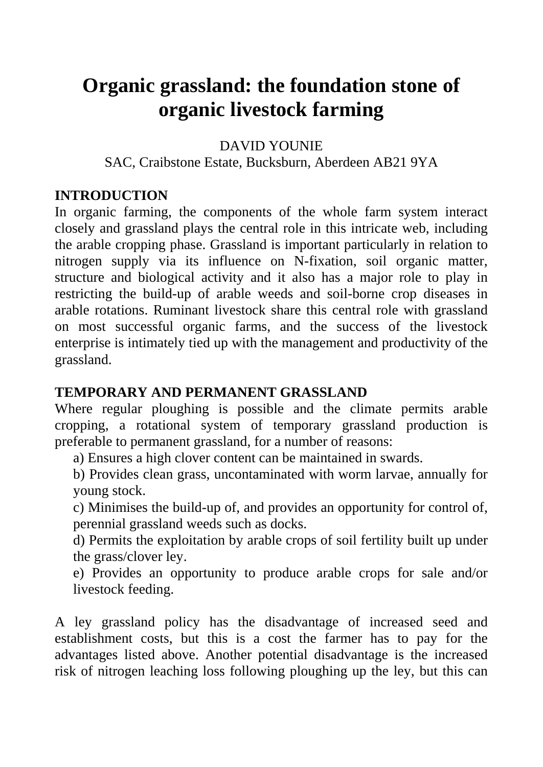# Organic grassland: the foundation stone of organic livestock farming

DAVID YOUNIE

SAC, Craibstone Estate, Bucksburn, Aberdeen AB21 9YA

## INTRODUCTION

In organic farming, the components of the whole farm system interact closely and grassland plays the central role in this intricate web, including the arable cropping phase. Grassland is important particularly in relation to nitrogen supply via its influence on N-fixation, soil organic matter, structure and biological activity and it also has a major role to play in restricting the build-up of arable weeds and soil-borne crop diseases in arable rotations. Ruminant livestock share this central role with grassland on most successful organic farms, and the success of the livestock enterprise is intimately tied up with the management and productivity of the grassland.

## TEMPORARY AND PERMANENT GRASSLAND

Where regular ploughing is possible and the climate permits arable cropping, a rotational system of temporary grassland production is preferable to permanent grassland, for a number of reasons:

a) Ensures a high clover content can be maintained in swards.

b) Provides clean grass, uncontaminated with worm larvae, annually for young stock.

c) Minimises the build-up of, and provides an opportunity for control of, perennial grassland weeds such as docks.

d) Permits the exploitation by arable crops of soil fertility built up under the grass/clover ley.

e) Provides an opportunity to produce arable crops for sale and/or livestock feeding.

A ley grassland policy has the disadvantage of increased seed and establishment costs, but this is a cost the farmer has to pay for the advantages listed above. Another potential disadvantage is the increased risk of nitrogen leaching loss following ploughing up the ley, but this can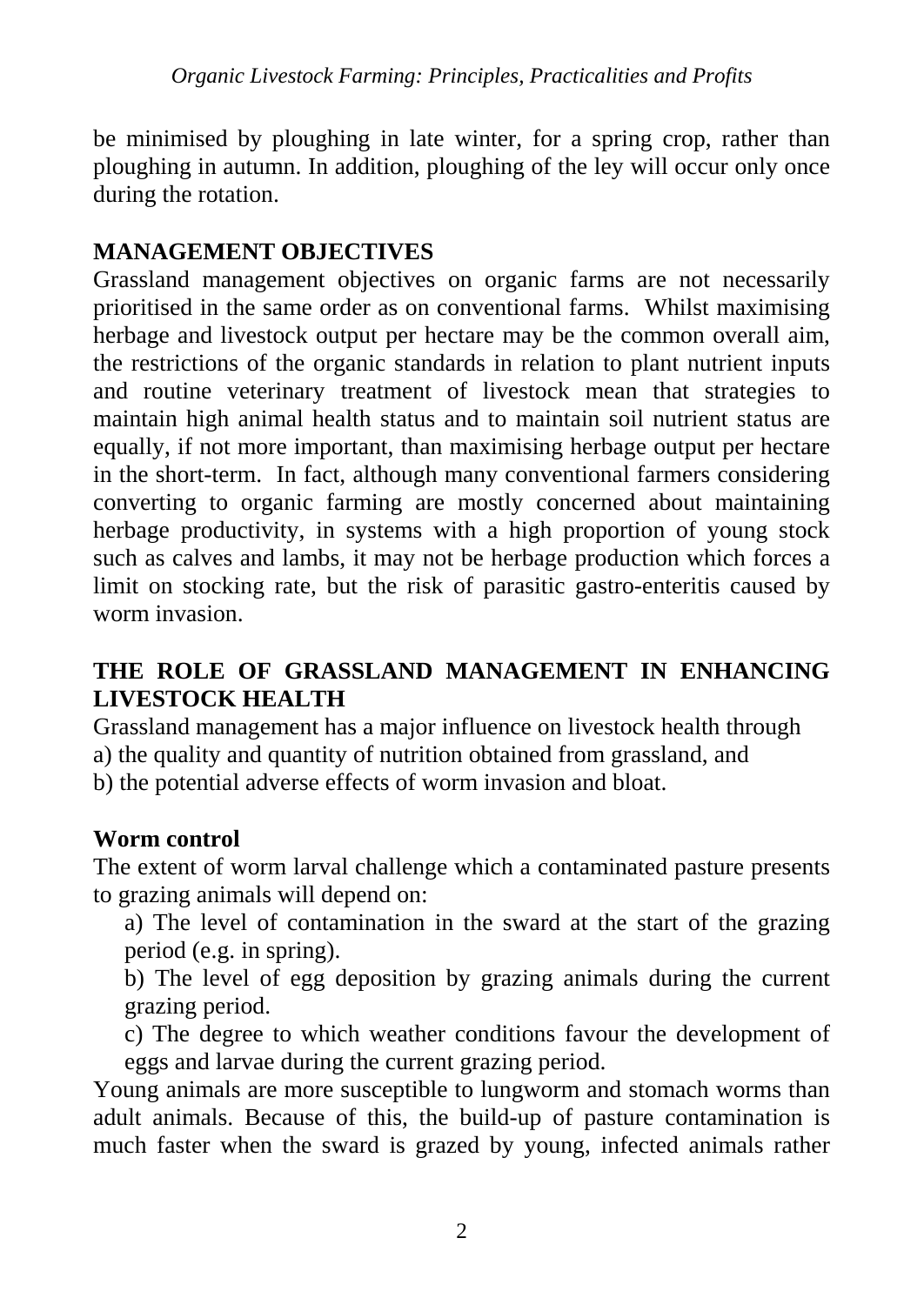be minimised by ploughing in late winter, for a spring crop, rather than ploughing in autumn. In addition, ploughing of the ley will occur only once during the rotation.

## MANAGEMENT OBJECTIVES

Grassland management objectives on organic farms are not necessarily prioritised in the same order as on conventional farms. Whilst maximising herbage and livestock output per hectare may be the common overall aim, the restrictions of the organic standards in relation to plant nutrient inputs and routine veterinary treatment of livestock mean that strategies to maintain high animal health status and to maintain soil nutrient status are equally, if not more important, than maximising herbage output per hectare in the short-term. In fact, although many conventional farmers considering converting to organic farming are mostly concerned about maintaining herbage productivity, in systems with a high proportion of young stock such as calves and lambs, it may not be herbage production which forces a limit on stocking rate, but the risk of parasitic gastro-enteritis caused by worm invasion.

## THE ROLE OF GRASSLAND MANAGEMENT IN ENHANCING LIVESTOCK HEALTH

Grassland management has a major influence on livestock health through
a) the quality and quantity of nutrition obtained from grassland, and
b) the potential adverse effects of worm invasion and bloat.

### Worm control

The extent of worm larval challenge which a contaminated pasture presents to grazing animals will depend on:

a) The level of contamination in the sward at the start of the grazing period (e.g. in spring).

b) The level of egg deposition by grazing animals during the current grazing period.

c) The degree to which weather conditions favour the development of eggs and larvae during the current grazing period.

Young animals are more susceptible to lungworm and stomach worms than adult animals. Because of this, the build-up of pasture contamination is much faster when the sward is grazed by young, infected animals rather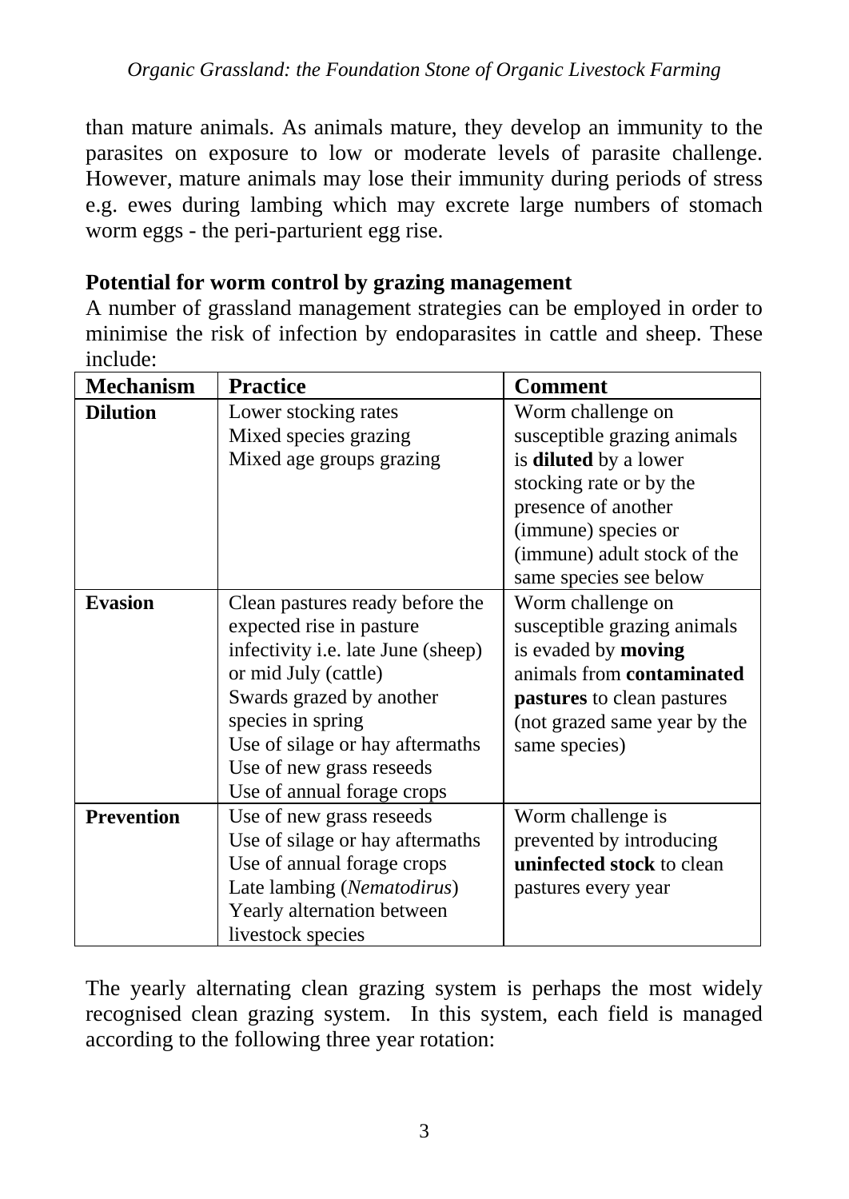than mature animals. As animals mature, they develop an immunity to the parasites on exposure to low or moderate levels of parasite challenge. However, mature animals may lose their immunity during periods of stress e.g. ewes during lambing which may excrete large numbers of stomach worm eggs - the peri-parturient egg rise.

**Potential for worm control by grazing management**

A number of grassland management strategies can be employed in order to minimise the risk of infection by endoparasites in cattle and sheep. These include:

| **Mechanism** | **Practice** | **Comment** |
|---|---|---|
| **Dilution** | Lower stocking rates<br>Mixed species grazing<br>Mixed age groups grazing | Worm challenge on susceptible grazing animals is **diluted** by a lower stocking rate or by the presence of another (immune) species or (immune) adult stock of the same species see below |
| **Evasion** | Clean pastures ready before the expected rise in pasture infectivity i.e. late June (sheep) or mid July (cattle)<br>Swards grazed by another species in spring<br>Use of silage or hay aftermaths<br>Use of new grass reseeds<br>Use of annual forage crops | Worm challenge on susceptible grazing animals is evaded by **moving** animals from **contaminated pastures** to clean pastures (not grazed same year by the same species) |
| **Prevention** | Use of new grass reseeds<br>Use of silage or hay aftermaths<br>Use of annual forage crops<br>Late lambing (*Nematodirus*)<br>Yearly alternation between livestock species | Worm challenge is prevented by introducing **uninfected stock** to clean pastures every year |

The yearly alternating clean grazing system is perhaps the most widely recognised clean grazing system. In this system, each field is managed according to the following three year rotation: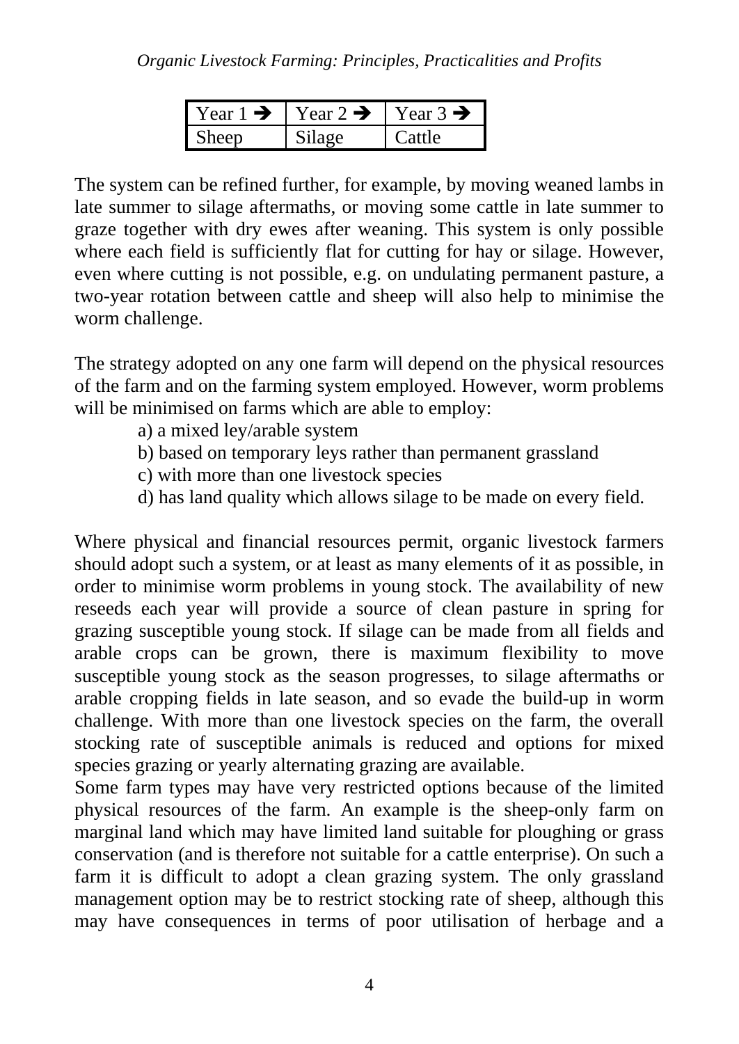| Year 1 ➔ | Year 2 ➔ | Year 3 ➔ |
| --- | --- | --- |
| Sheep | Silage | Cattle |

The system can be refined further, for example, by moving weaned lambs in late summer to silage aftermaths, or moving some cattle in late summer to graze together with dry ewes after weaning. This system is only possible where each field is sufficiently flat for cutting for hay or silage. However, even where cutting is not possible, e.g. on undulating permanent pasture, a two-year rotation between cattle and sheep will also help to minimise the worm challenge.

The strategy adopted on any one farm will depend on the physical resources of the farm and on the farming system employed. However, worm problems will be minimised on farms which are able to employ:

a) a mixed ley/arable system
b) based on temporary leys rather than permanent grassland
c) with more than one livestock species
d) has land quality which allows silage to be made on every field.

Where physical and financial resources permit, organic livestock farmers should adopt such a system, or at least as many elements of it as possible, in order to minimise worm problems in young stock. The availability of new reseeds each year will provide a source of clean pasture in spring for grazing susceptible young stock. If silage can be made from all fields and arable crops can be grown, there is maximum flexibility to move susceptible young stock as the season progresses, to silage aftermaths or arable cropping fields in late season, and so evade the build-up in worm challenge. With more than one livestock species on the farm, the overall stocking rate of susceptible animals is reduced and options for mixed species grazing or yearly alternating grazing are available.

Some farm types may have very restricted options because of the limited physical resources of the farm. An example is the sheep-only farm on marginal land which may have limited land suitable for ploughing or grass conservation (and is therefore not suitable for a cattle enterprise). On such a farm it is difficult to adopt a clean grazing system. The only grassland management option may be to restrict stocking rate of sheep, although this may have consequences in terms of poor utilisation of herbage and a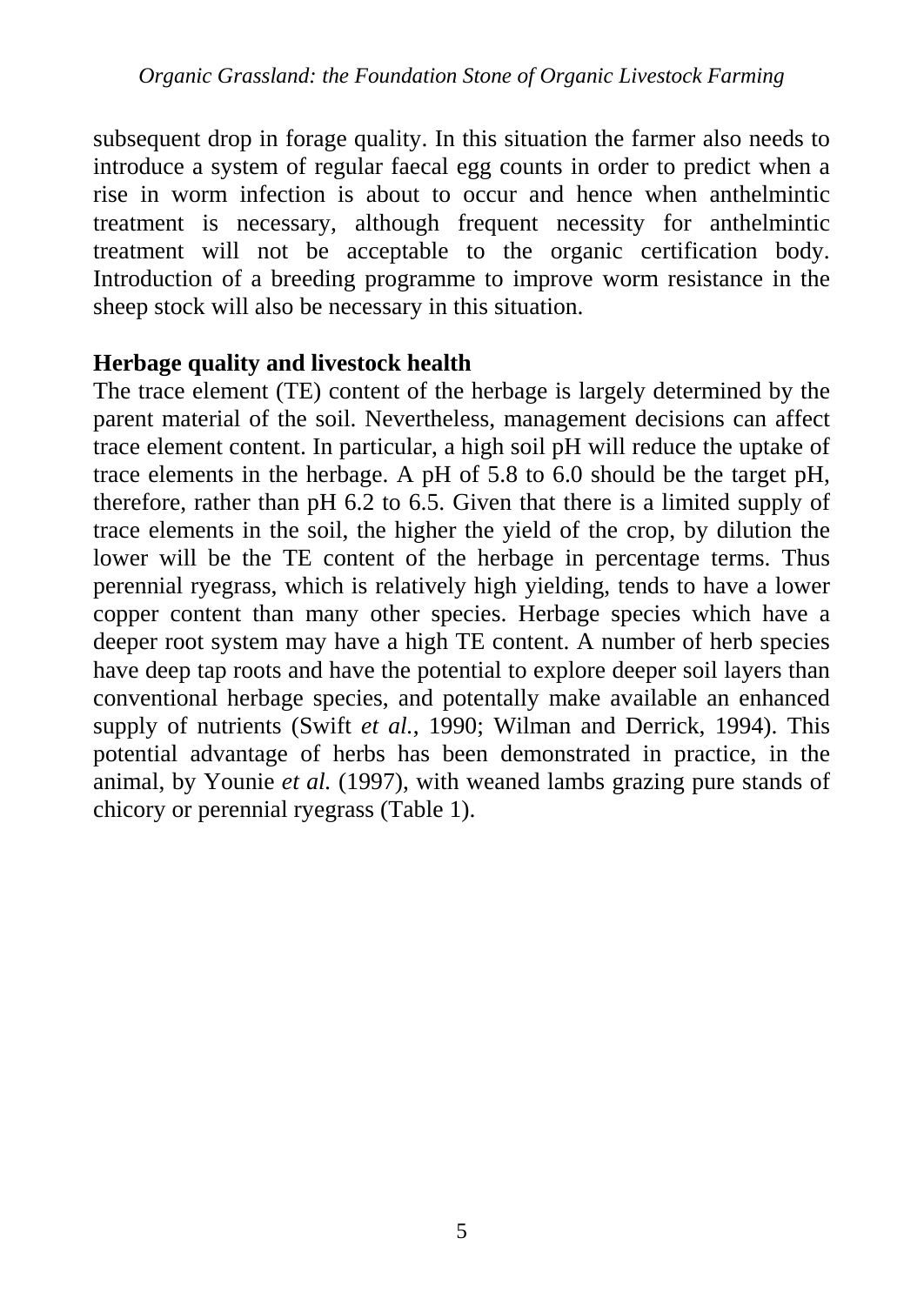subsequent drop in forage quality. In this situation the farmer also needs to introduce a system of regular faecal egg counts in order to predict when a rise in worm infection is about to occur and hence when anthelmintic treatment is necessary, although frequent necessity for anthelmintic treatment will not be acceptable to the organic certification body. Introduction of a breeding programme to improve worm resistance in the sheep stock will also be necessary in this situation.

**Herbage quality and livestock health**

The trace element (TE) content of the herbage is largely determined by the parent material of the soil. Nevertheless, management decisions can affect trace element content. In particular, a high soil pH will reduce the uptake of trace elements in the herbage. A pH of 5.8 to 6.0 should be the target pH, therefore, rather than pH 6.2 to 6.5. Given that there is a limited supply of trace elements in the soil, the higher the yield of the crop, by dilution the lower will be the TE content of the herbage in percentage terms. Thus perennial ryegrass, which is relatively high yielding, tends to have a lower copper content than many other species. Herbage species which have a deeper root system may have a high TE content. A number of herb species have deep tap roots and have the potential to explore deeper soil layers than conventional herbage species, and potentally make available an enhanced supply of nutrients (Swift *et al.*, 1990; Wilman and Derrick, 1994). This potential advantage of herbs has been demonstrated in practice, in the animal, by Younie *et al.* (1997), with weaned lambs grazing pure stands of chicory or perennial ryegrass (Table 1).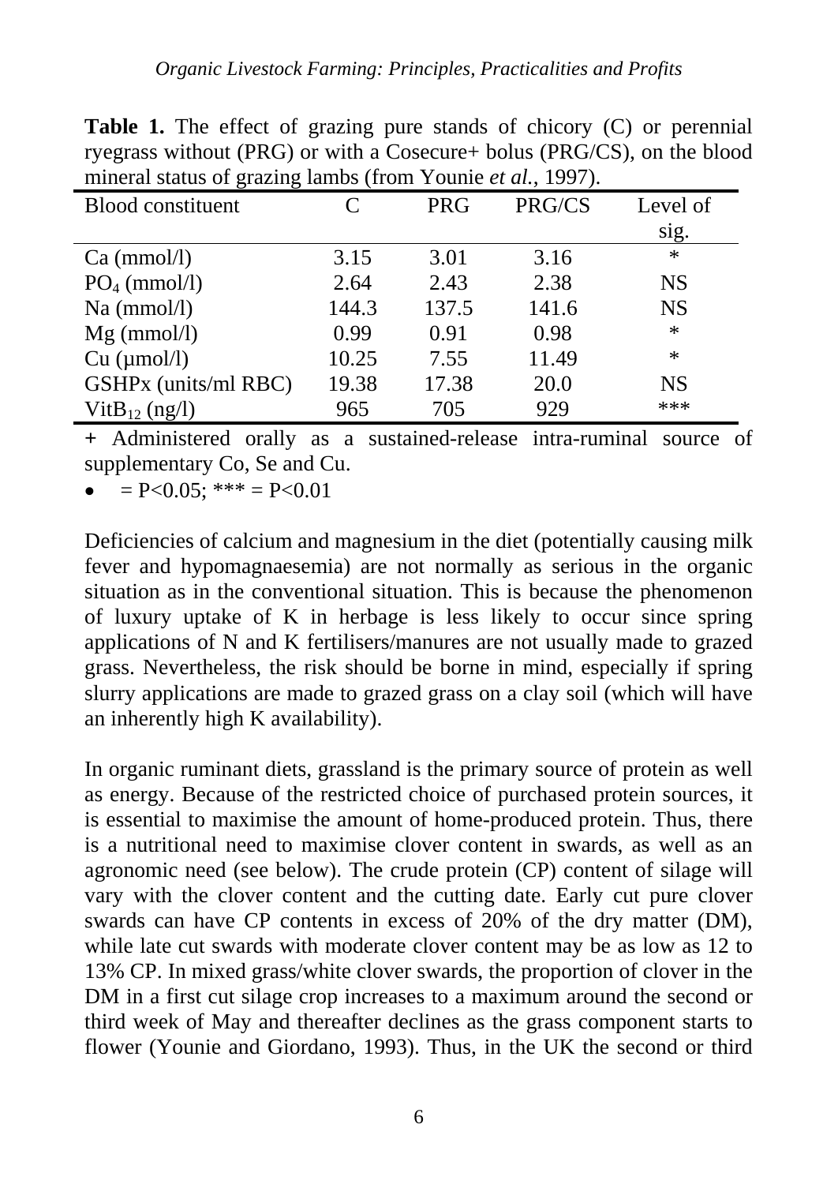**Table 1.** The effect of grazing pure stands of chicory (C) or perennial ryegrass without (PRG) or with a Cosecure+ bolus (PRG/CS), on the blood mineral status of grazing lambs (from Younie *et al.*, 1997).

| Blood constituent | C | PRG | PRG/CS | Level of sig. |
|---|---|---|---|---|
| Ca (mmol/l) | 3.15 | 3.01 | 3.16 | * |
| $PO_4$ (mmol/l) | 2.64 | 2.43 | 2.38 | NS |
| Na (mmol/l) | 144.3 | 137.5 | 141.6 | NS |
| Mg (mmol/l) | 0.99 | 0.91 | 0.98 | * |
| Cu (µmol/l) | 10.25 | 7.55 | 11.49 | * |
| GSHPx (units/ml RBC) | 19.38 | 17.38 | 20.0 | NS |
| $VitB_{12}$ (ng/l) | 965 | 705 | 929 | *** |

+ Administered orally as a sustained-release intra-ruminal source of supplementary Co, Se and Cu.

- = P<0.05; *** = P<0.01

Deficiencies of calcium and magnesium in the diet (potentially causing milk fever and hypomagnaesemia) are not normally as serious in the organic situation as in the conventional situation. This is because the phenomenon of luxury uptake of K in herbage is less likely to occur since spring applications of N and K fertilisers/manures are not usually made to grazed grass. Nevertheless, the risk should be borne in mind, especially if spring slurry applications are made to grazed grass on a clay soil (which will have an inherently high K availability).

In organic ruminant diets, grassland is the primary source of protein as well as energy. Because of the restricted choice of purchased protein sources, it is essential to maximise the amount of home-produced protein. Thus, there is a nutritional need to maximise clover content in swards, as well as an agronomic need (see below). The crude protein (CP) content of silage will vary with the clover content and the cutting date. Early cut pure clover swards can have CP contents in excess of 20% of the dry matter (DM), while late cut swards with moderate clover content may be as low as 12 to 13% CP. In mixed grass/white clover swards, the proportion of clover in the DM in a first cut silage crop increases to a maximum around the second or third week of May and thereafter declines as the grass component starts to flower (Younie and Giordano, 1993). Thus, in the UK the second or third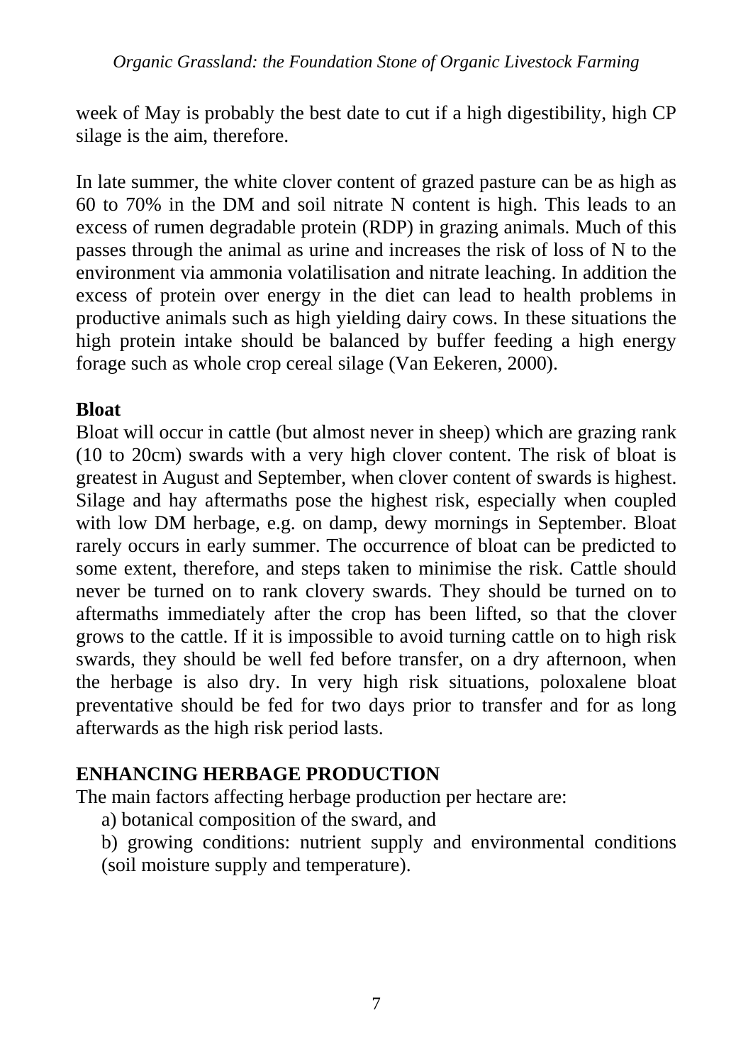week of May is probably the best date to cut if a high digestibility, high CP silage is the aim, therefore.

In late summer, the white clover content of grazed pasture can be as high as 60 to 70% in the DM and soil nitrate N content is high. This leads to an excess of rumen degradable protein (RDP) in grazing animals. Much of this passes through the animal as urine and increases the risk of loss of N to the environment via ammonia volatilisation and nitrate leaching. In addition the excess of protein over energy in the diet can lead to health problems in productive animals such as high yielding dairy cows. In these situations the high protein intake should be balanced by buffer feeding a high energy forage such as whole crop cereal silage (Van Eekeren, 2000).

### Bloat

Bloat will occur in cattle (but almost never in sheep) which are grazing rank (10 to 20cm) swards with a very high clover content. The risk of bloat is greatest in August and September, when clover content of swards is highest. Silage and hay aftermaths pose the highest risk, especially when coupled with low DM herbage, e.g. on damp, dewy mornings in September. Bloat rarely occurs in early summer. The occurrence of bloat can be predicted to some extent, therefore, and steps taken to minimise the risk. Cattle should never be turned on to rank clovery swards. They should be turned on to aftermaths immediately after the crop has been lifted, so that the clover grows to the cattle. If it is impossible to avoid turning cattle on to high risk swards, they should be well fed before transfer, on a dry afternoon, when the herbage is also dry. In very high risk situations, poloxalene bloat preventative should be fed for two days prior to transfer and for as long afterwards as the high risk period lasts.

## ENHANCING HERBAGE PRODUCTION

The main factors affecting herbage production per hectare are:

a) botanical composition of the sward, and

b) growing conditions: nutrient supply and environmental conditions (soil moisture supply and temperature).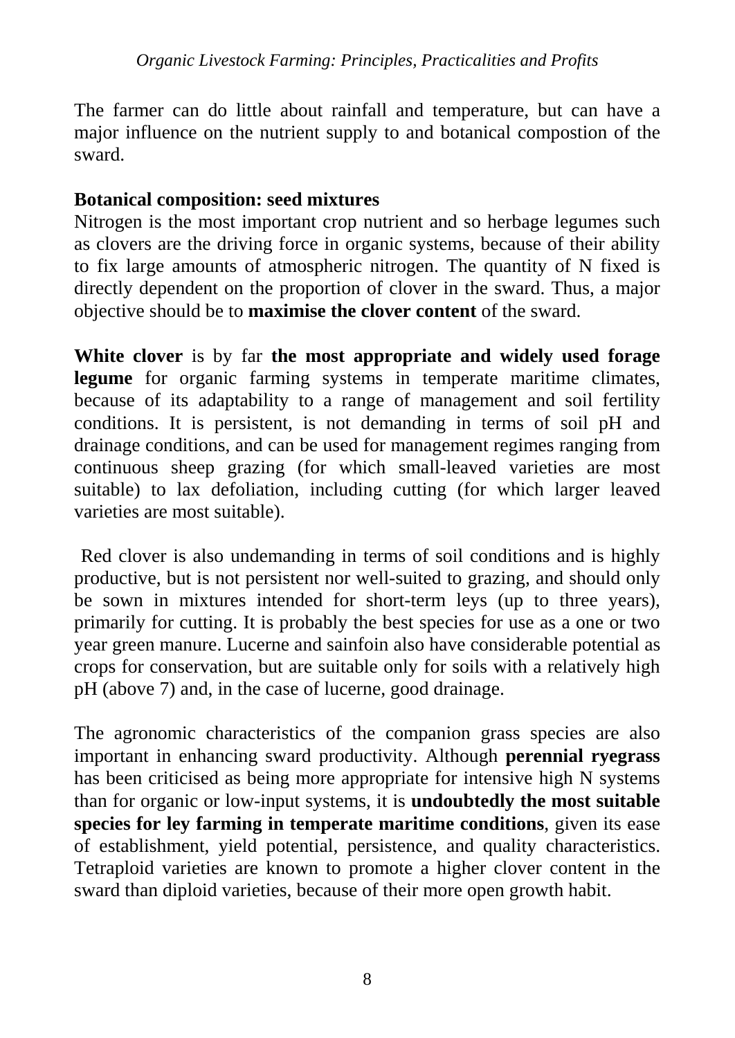The farmer can do little about rainfall and temperature, but can have a major influence on the nutrient supply to and botanical compostion of the sward.

**Botanical composition: seed mixtures**

Nitrogen is the most important crop nutrient and so herbage legumes such as clovers are the driving force in organic systems, because of their ability to fix large amounts of atmospheric nitrogen. The quantity of N fixed is directly dependent on the proportion of clover in the sward. Thus, a major objective should be to **maximise the clover content** of the sward.

**White clover** is by far **the most appropriate and widely used forage legume** for organic farming systems in temperate maritime climates, because of its adaptability to a range of management and soil fertility conditions. It is persistent, is not demanding in terms of soil pH and drainage conditions, and can be used for management regimes ranging from continuous sheep grazing (for which small-leaved varieties are most suitable) to lax defoliation, including cutting (for which larger leaved varieties are most suitable).

Red clover is also undemanding in terms of soil conditions and is highly productive, but is not persistent nor well-suited to grazing, and should only be sown in mixtures intended for short-term leys (up to three years), primarily for cutting. It is probably the best species for use as a one or two year green manure. Lucerne and sainfoin also have considerable potential as crops for conservation, but are suitable only for soils with a relatively high pH (above 7) and, in the case of lucerne, good drainage.

The agronomic characteristics of the companion grass species are also important in enhancing sward productivity. Although **perennial ryegrass** has been criticised as being more appropriate for intensive high N systems than for organic or low-input systems, it is **undoubtedly the most suitable species for ley farming in temperate maritime conditions**, given its ease of establishment, yield potential, persistence, and quality characteristics. Tetraploid varieties are known to promote a higher clover content in the sward than diploid varieties, because of their more open growth habit.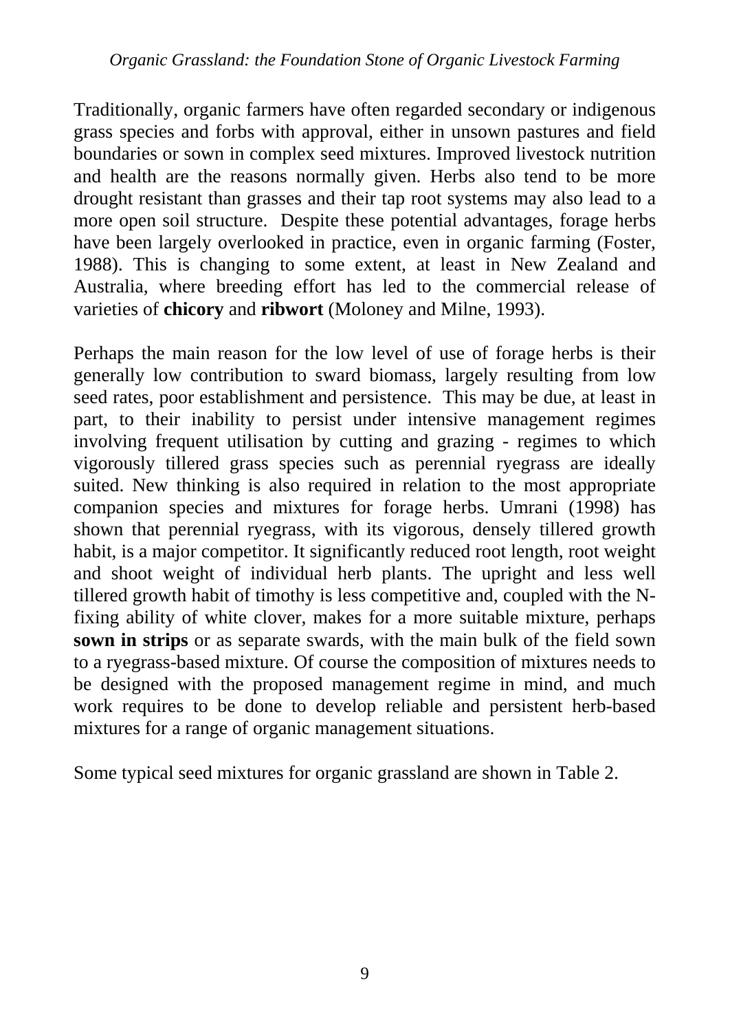Traditionally, organic farmers have often regarded secondary or indigenous grass species and forbs with approval, either in unsown pastures and field boundaries or sown in complex seed mixtures. Improved livestock nutrition and health are the reasons normally given. Herbs also tend to be more drought resistant than grasses and their tap root systems may also lead to a more open soil structure. Despite these potential advantages, forage herbs have been largely overlooked in practice, even in organic farming (Foster, 1988). This is changing to some extent, at least in New Zealand and Australia, where breeding effort has led to the commercial release of varieties of **chicory** and **ribwort** (Moloney and Milne, 1993).

Perhaps the main reason for the low level of use of forage herbs is their generally low contribution to sward biomass, largely resulting from low seed rates, poor establishment and persistence. This may be due, at least in part, to their inability to persist under intensive management regimes involving frequent utilisation by cutting and grazing - regimes to which vigorously tillered grass species such as perennial ryegrass are ideally suited. New thinking is also required in relation to the most appropriate companion species and mixtures for forage herbs. Umrani (1998) has shown that perennial ryegrass, with its vigorous, densely tillered growth habit, is a major competitor. It significantly reduced root length, root weight and shoot weight of individual herb plants. The upright and less well tillered growth habit of timothy is less competitive and, coupled with the N-fixing ability of white clover, makes for a more suitable mixture, perhaps **sown in strips** or as separate swards, with the main bulk of the field sown to a ryegrass-based mixture. Of course the composition of mixtures needs to be designed with the proposed management regime in mind, and much work requires to be done to develop reliable and persistent herb-based mixtures for a range of organic management situations.

Some typical seed mixtures for organic grassland are shown in Table 2.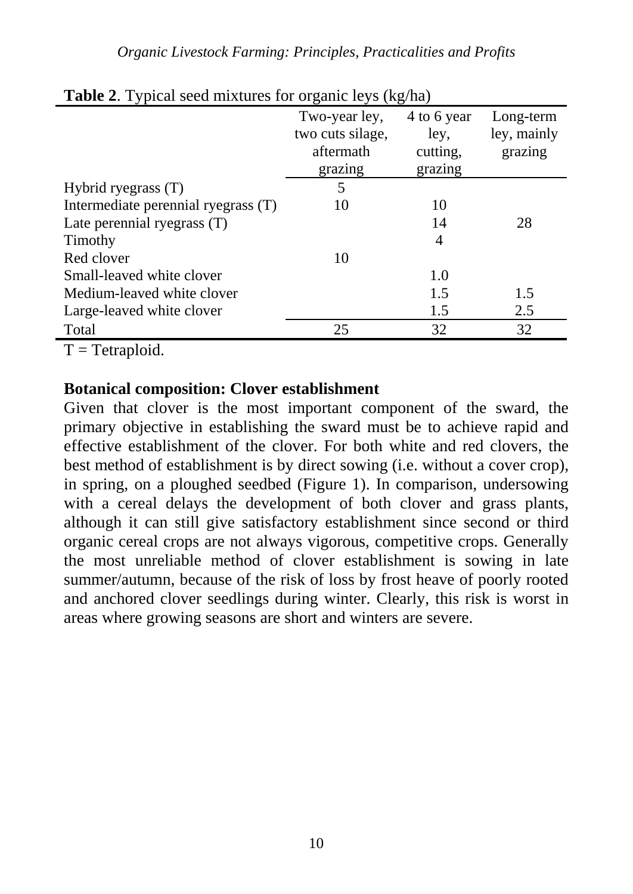**Table 2**. Typical seed mixtures for organic leys (kg/ha)

| | Two-year ley, two cuts silage, aftermath grazing | 4 to 6 year ley, cutting, grazing | Long-term ley, mainly grazing |
|---|---|---|---|
| Hybrid ryegrass (T) | 5 | | |
| Intermediate perennial ryegrass (T) | 10 | 10 | |
| Late perennial ryegrass (T) | | 14 | 28 |
| Timothy | | 4 | |
| Red clover | 10 | | |
| Small-leaved white clover | | 1.0 | |
| Medium-leaved white clover | | 1.5 | 1.5 |
| Large-leaved white clover | | 1.5 | 2.5 |
| Total | 25 | 32 | 32 |

T = Tetraploid.

**Botanical composition: Clover establishment**

Given that clover is the most important component of the sward, the primary objective in establishing the sward must be to achieve rapid and effective establishment of the clover. For both white and red clovers, the best method of establishment is by direct sowing (i.e. without a cover crop), in spring, on a ploughed seedbed (Figure 1). In comparison, undersowing with a cereal delays the development of both clover and grass plants, although it can still give satisfactory establishment since second or third organic cereal crops are not always vigorous, competitive crops. Generally the most unreliable method of clover establishment is sowing in late summer/autumn, because of the risk of loss by frost heave of poorly rooted and anchored clover seedlings during winter. Clearly, this risk is worst in areas where growing seasons are short and winters are severe.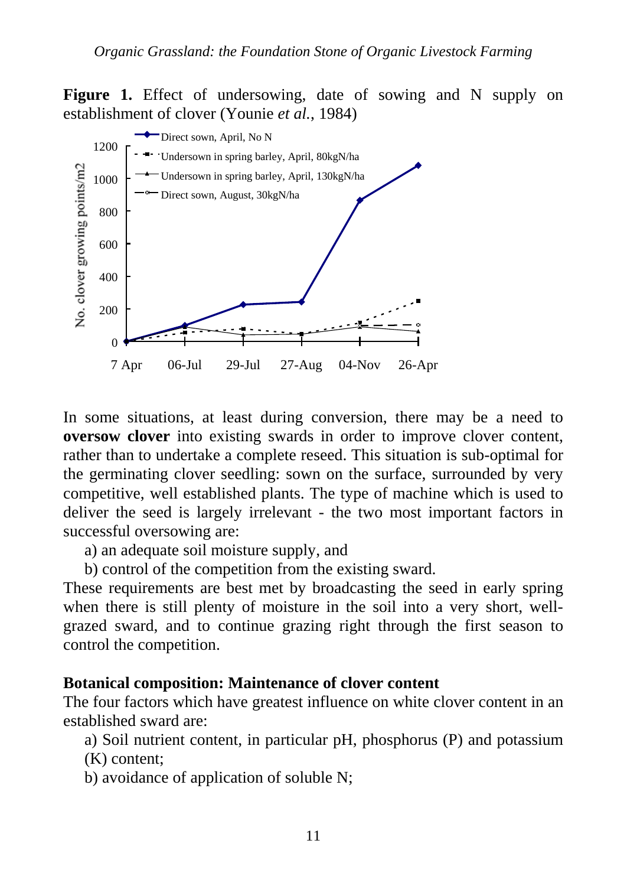**Figure 1.** Effect of undersowing, date of sowing and N supply on establishment of clover (Younie *et al.*, 1984)

In some situations, at least during conversion, there may be a need to **oversow clover** into existing swards in order to improve clover content, rather than to undertake a complete reseed. This situation is sub-optimal for the germinating clover seedling: sown on the surface, surrounded by very competitive, well established plants. The type of machine which is used to deliver the seed is largely irrelevant - the two most important factors in successful oversowing are:

a) an adequate soil moisture supply, and

b) control of the competition from the existing sward.

These requirements are best met by broadcasting the seed in early spring when there is still plenty of moisture in the soil into a very short, well-grazed sward, and to continue grazing right through the first season to control the competition.

**Botanical composition: Maintenance of clover content**

The four factors which have greatest influence on white clover content in an established sward are:

a) Soil nutrient content, in particular pH, phosphorus (P) and potassium (K) content;

b) avoidance of application of soluble N;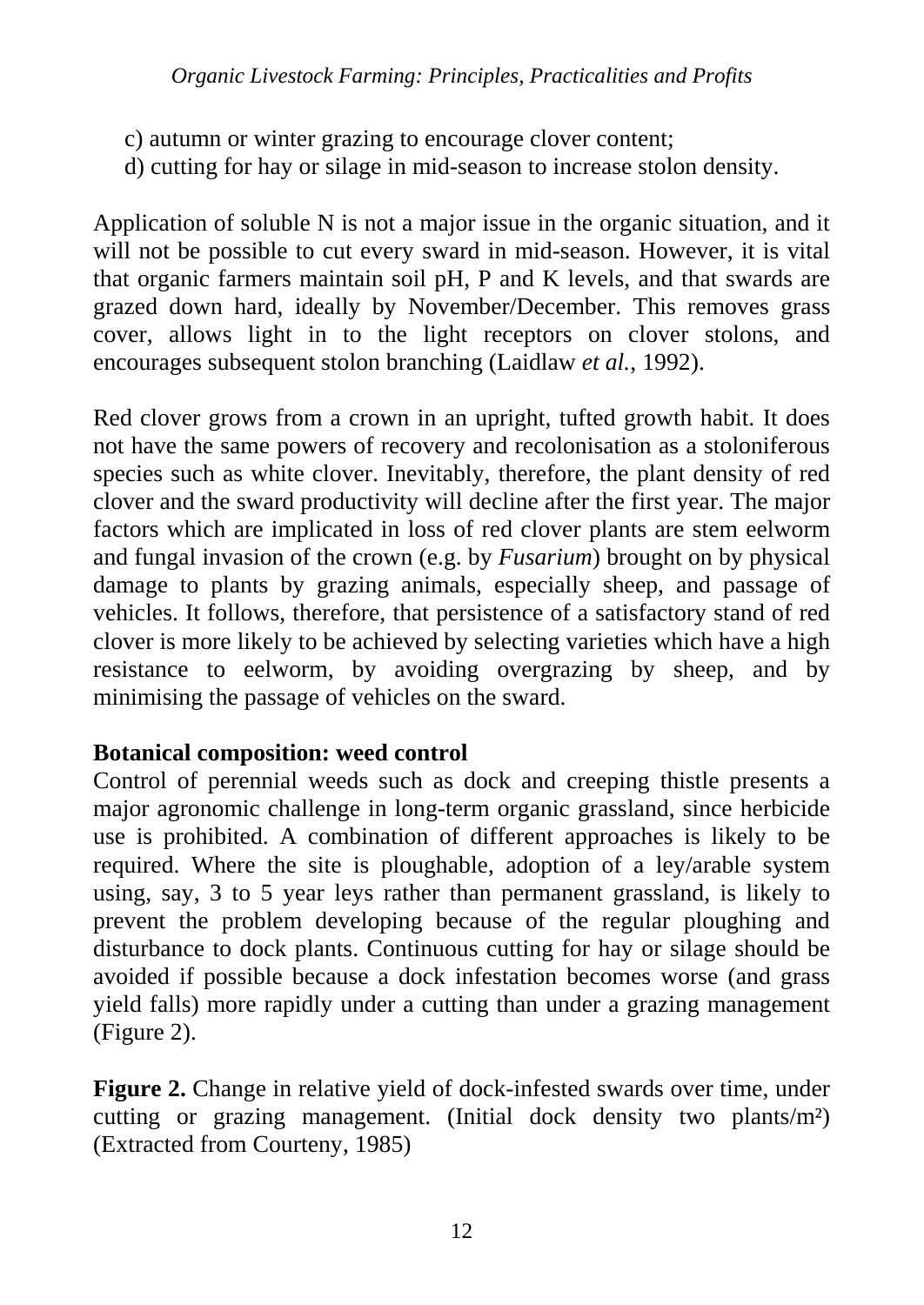c) autumn or winter grazing to encourage clover content;
d) cutting for hay or silage in mid-season to increase stolon density.

Application of soluble N is not a major issue in the organic situation, and it will not be possible to cut every sward in mid-season. However, it is vital that organic farmers maintain soil pH, P and K levels, and that swards are grazed down hard, ideally by November/December. This removes grass cover, allows light in to the light receptors on clover stolons, and encourages subsequent stolon branching (Laidlaw *et al.*, 1992).

Red clover grows from a crown in an upright, tufted growth habit. It does not have the same powers of recovery and recolonisation as a stoloniferous species such as white clover. Inevitably, therefore, the plant density of red clover and the sward productivity will decline after the first year. The major factors which are implicated in loss of red clover plants are stem eelworm and fungal invasion of the crown (e.g. by *Fusarium*) brought on by physical damage to plants by grazing animals, especially sheep, and passage of vehicles. It follows, therefore, that persistence of a satisfactory stand of red clover is more likely to be achieved by selecting varieties which have a high resistance to eelworm, by avoiding overgrazing by sheep, and by minimising the passage of vehicles on the sward.

**Botanical composition: weed control**

Control of perennial weeds such as dock and creeping thistle presents a major agronomic challenge in long-term organic grassland, since herbicide use is prohibited. A combination of different approaches is likely to be required. Where the site is ploughable, adoption of a ley/arable system using, say, 3 to 5 year leys rather than permanent grassland, is likely to prevent the problem developing because of the regular ploughing and disturbance to dock plants. Continuous cutting for hay or silage should be avoided if possible because a dock infestation becomes worse (and grass yield falls) more rapidly under a cutting than under a grazing management (Figure 2).

**Figure 2.** Change in relative yield of dock-infested swards over time, under cutting or grazing management. (Initial dock density two plants/m²) (Extracted from Courteny, 1985)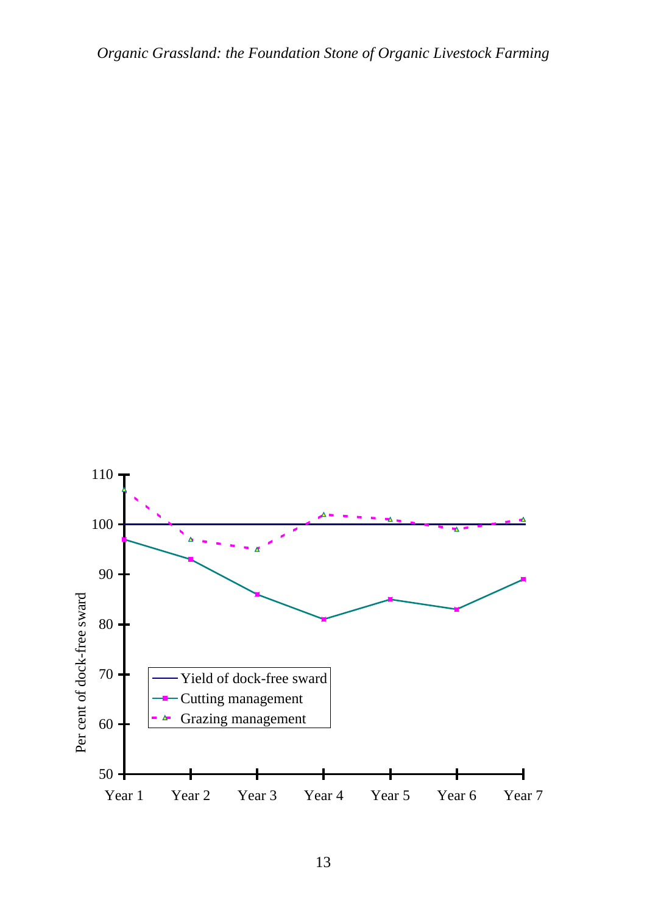| | Year 1 | Year 2 | Year 3 | Year 4 | Year 5 | Year 6 | Year 7 |
|---|---|---|---|---|---|---|---|
| Yield of dock-free sward | 100 | 100 | 100 | 100 | 100 | 100 | 100 |
| Cutting management | 97 | 93 | 86 | 81 | 85 | 83 | 89 |
| Grazing management | 107 | 97 | 95 | 102 | 101 | 99 | 101 |

Per cent of dock-free sward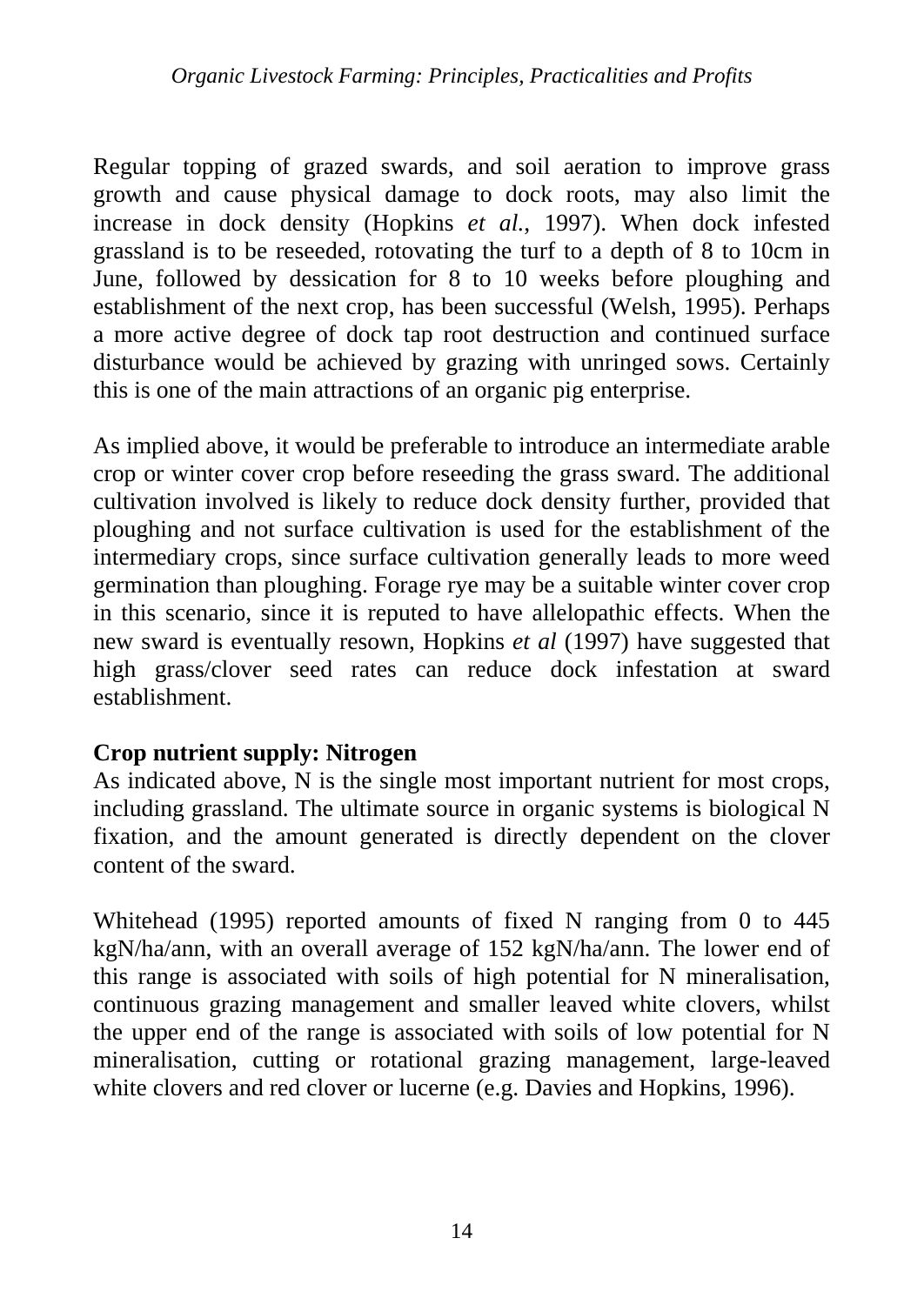Regular topping of grazed swards, and soil aeration to improve grass growth and cause physical damage to dock roots, may also limit the increase in dock density (Hopkins *et al.*, 1997). When dock infested grassland is to be reseeded, rotovating the turf to a depth of 8 to 10cm in June, followed by dessication for 8 to 10 weeks before ploughing and establishment of the next crop, has been successful (Welsh, 1995). Perhaps a more active degree of dock tap root destruction and continued surface disturbance would be achieved by grazing with unringed sows. Certainly this is one of the main attractions of an organic pig enterprise.

As implied above, it would be preferable to introduce an intermediate arable crop or winter cover crop before reseeding the grass sward. The additional cultivation involved is likely to reduce dock density further, provided that ploughing and not surface cultivation is used for the establishment of the intermediary crops, since surface cultivation generally leads to more weed germination than ploughing. Forage rye may be a suitable winter cover crop in this scenario, since it is reputed to have allelopathic effects. When the new sward is eventually resown, Hopkins *et al* (1997) have suggested that high grass/clover seed rates can reduce dock infestation at sward establishment.

**Crop nutrient supply: Nitrogen**

As indicated above, N is the single most important nutrient for most crops, including grassland. The ultimate source in organic systems is biological N fixation, and the amount generated is directly dependent on the clover content of the sward.

Whitehead (1995) reported amounts of fixed N ranging from 0 to 445 kgN/ha/ann, with an overall average of 152 kgN/ha/ann. The lower end of this range is associated with soils of high potential for N mineralisation, continuous grazing management and smaller leaved white clovers, whilst the upper end of the range is associated with soils of low potential for N mineralisation, cutting or rotational grazing management, large-leaved white clovers and red clover or lucerne (e.g. Davies and Hopkins, 1996).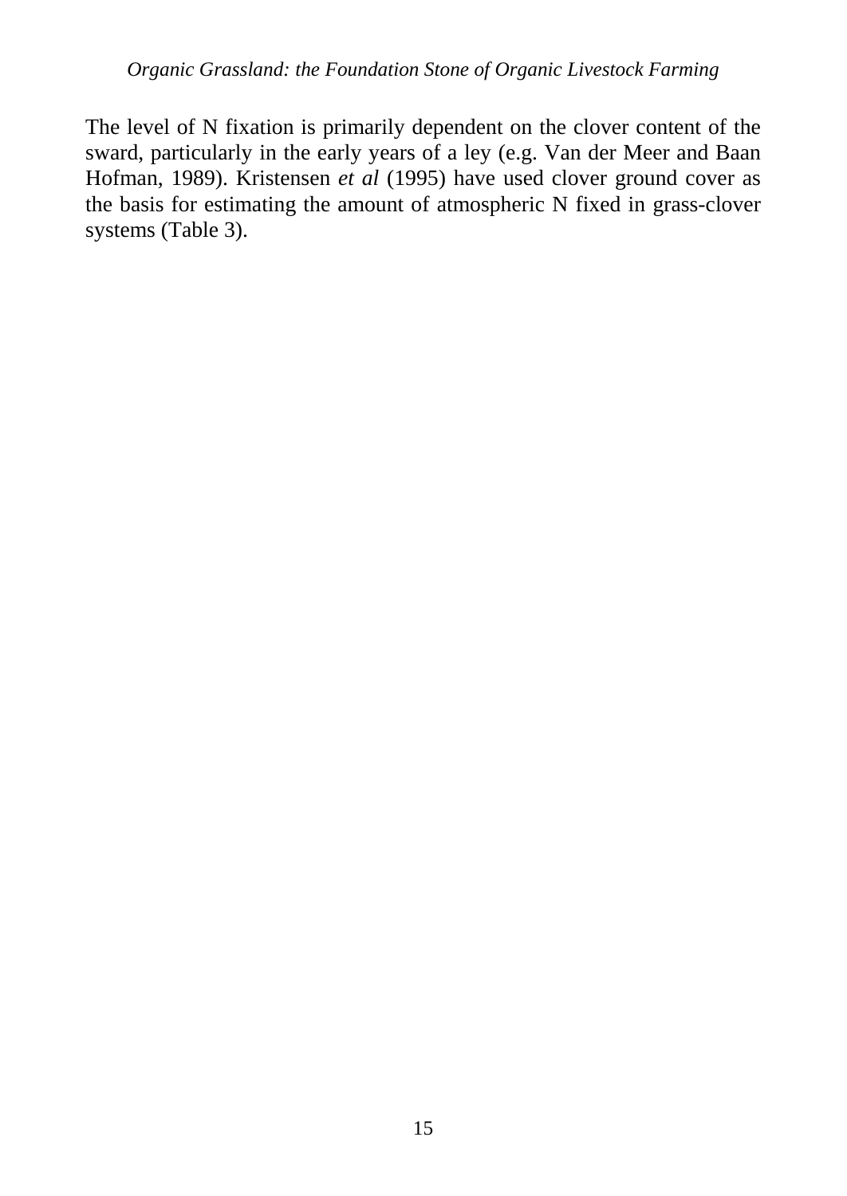The level of N fixation is primarily dependent on the clover content of the sward, particularly in the early years of a ley (e.g. Van der Meer and Baan Hofman, 1989). Kristensen *et al* (1995) have used clover ground cover as the basis for estimating the amount of atmospheric N fixed in grass-clover systems (Table 3).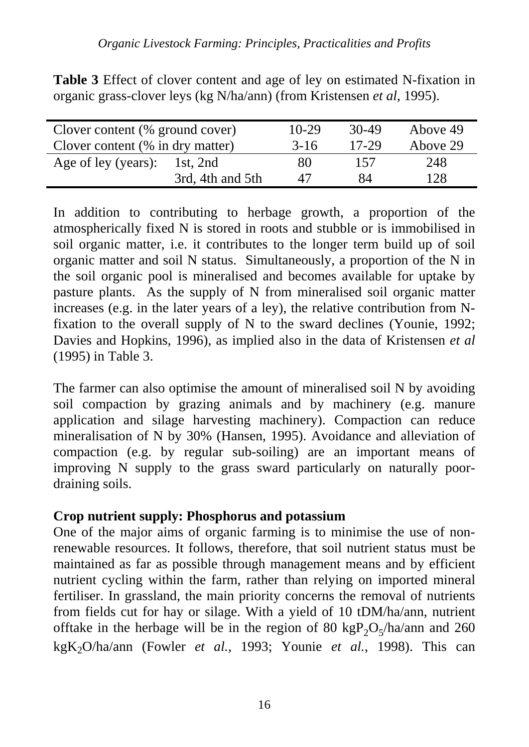**Table 3** Effect of clover content and age of ley on estimated N-fixation in organic grass-clover leys (kg N/ha/ann) (from Kristensen *et al*, 1995).

| Clover content (% ground cover) | | 10-29 | 30-49 | Above 49 |
|---|---|---|---|---|
| Clover content (% in dry matter) | | 3-16 | 17-29 | Above 29 |
| Age of ley (years): | 1st, 2nd | 80 | 157 | 248 |
| | 3rd, 4th and 5th | 47 | 84 | 128 |

In addition to contributing to herbage growth, a proportion of the atmospherically fixed N is stored in roots and stubble or is immobilised in soil organic matter, i.e. it contributes to the longer term build up of soil organic matter and soil N status. Simultaneously, a proportion of the N in the soil organic pool is mineralised and becomes available for uptake by pasture plants. As the supply of N from mineralised soil organic matter increases (e.g. in the later years of a ley), the relative contribution from N-fixation to the overall supply of N to the sward declines (Younie, 1992; Davies and Hopkins, 1996), as implied also in the data of Kristensen *et al* (1995) in Table 3.

The farmer can also optimise the amount of mineralised soil N by avoiding soil compaction by grazing animals and by machinery (e.g. manure application and silage harvesting machinery). Compaction can reduce mineralisation of N by 30% (Hansen, 1995). Avoidance and alleviation of compaction (e.g. by regular sub-soiling) are an important means of improving N supply to the grass sward particularly on naturally poor-draining soils.

**Crop nutrient supply: Phosphorus and potassium**

One of the major aims of organic farming is to minimise the use of non-renewable resources. It follows, therefore, that soil nutrient status must be maintained as far as possible through management means and by efficient nutrient cycling within the farm, rather than relying on imported mineral fertiliser. In grassland, the main priority concerns the removal of nutrients from fields cut for hay or silage. With a yield of 10 tDM/ha/ann, nutrient offtake in the herbage will be in the region of 80 kg$P_2O_5$/ha/ann and 260 kg$K_2O$/ha/ann (Fowler *et al.*, 1993; Younie *et al.*, 1998). This can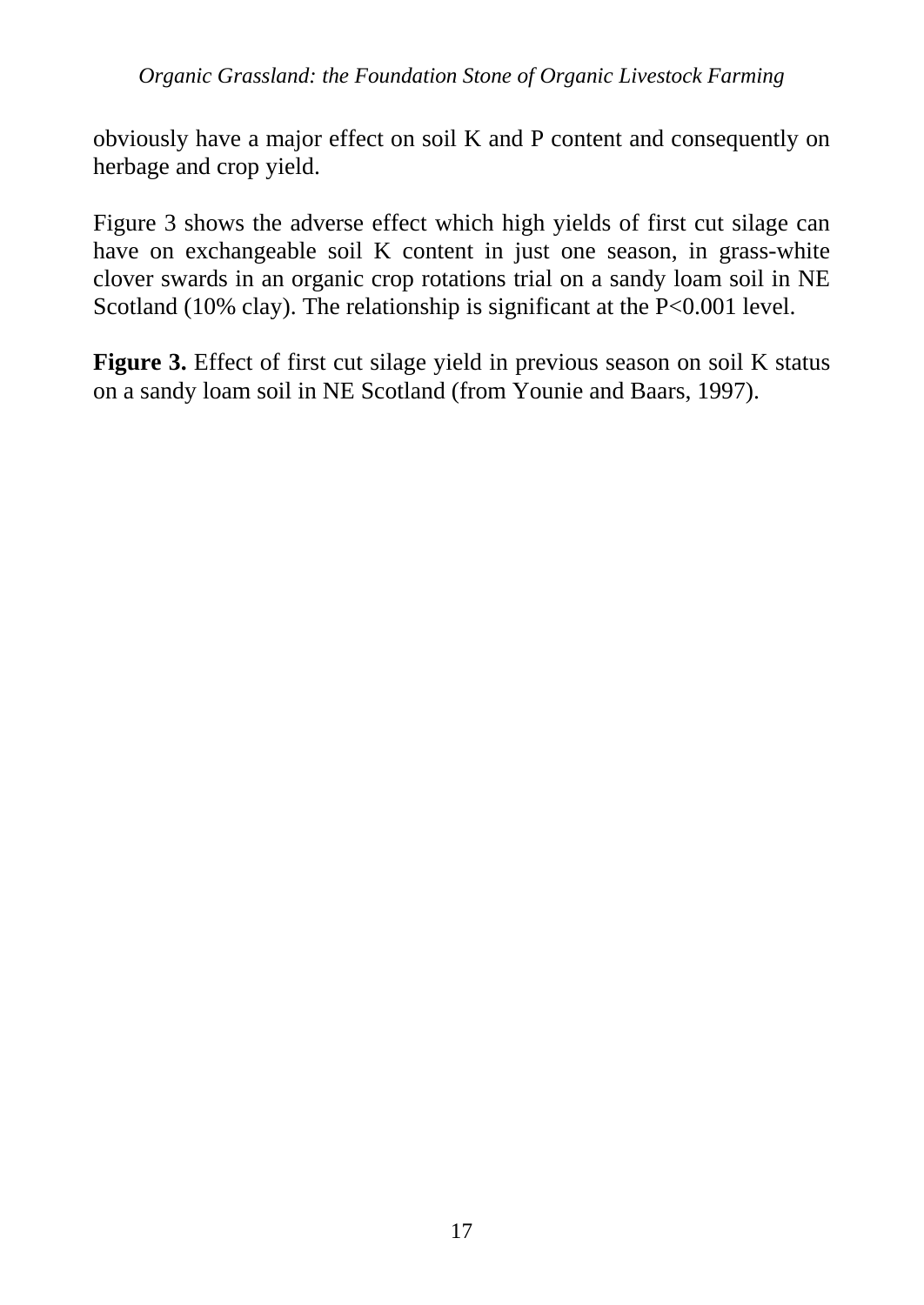obviously have a major effect on soil K and P content and consequently on herbage and crop yield.

Figure 3 shows the adverse effect which high yields of first cut silage can have on exchangeable soil K content in just one season, in grass-white clover swards in an organic crop rotations trial on a sandy loam soil in NE Scotland (10% clay). The relationship is significant at the $P<0.001$ level.

**Figure 3.** Effect of first cut silage yield in previous season on soil K status on a sandy loam soil in NE Scotland (from Younie and Baars, 1997).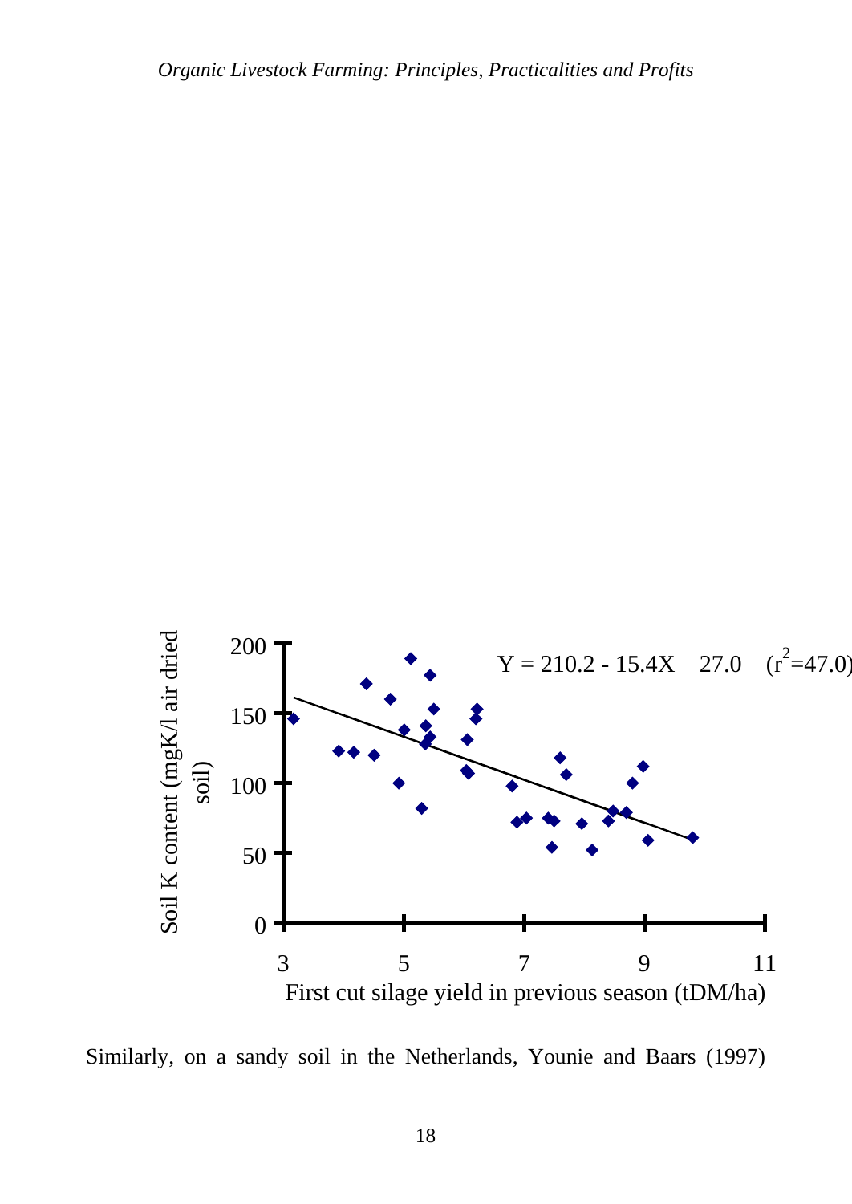Similarly, on a sandy soil in the Netherlands, Younie and Baars (1997)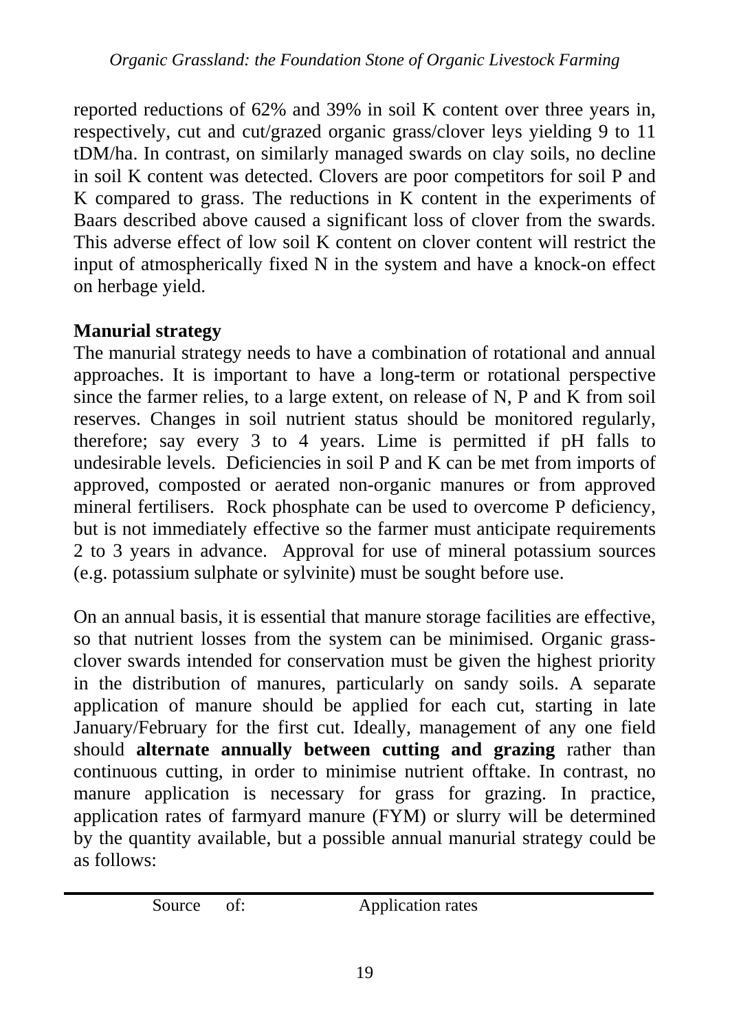reported reductions of 62% and 39% in soil K content over three years in, respectively, cut and cut/grazed organic grass/clover leys yielding 9 to 11 tDM/ha. In contrast, on similarly managed swards on clay soils, no decline in soil K content was detected. Clovers are poor competitors for soil P and K compared to grass. The reductions in K content in the experiments of Baars described above caused a significant loss of clover from the swards. This adverse effect of low soil K content on clover content will restrict the input of atmospherically fixed N in the system and have a knock-on effect on herbage yield.

**Manurial strategy**

The manurial strategy needs to have a combination of rotational and annual approaches. It is important to have a long-term or rotational perspective since the farmer relies, to a large extent, on release of N, P and K from soil reserves. Changes in soil nutrient status should be monitored regularly, therefore; say every 3 to 4 years. Lime is permitted if pH falls to undesirable levels. Deficiencies in soil P and K can be met from imports of approved, composted or aerated non-organic manures or from approved mineral fertilisers. Rock phosphate can be used to overcome P deficiency, but is not immediately effective so the farmer must anticipate requirements 2 to 3 years in advance. Approval for use of mineral potassium sources (e.g. potassium sulphate or sylvinite) must be sought before use.

On an annual basis, it is essential that manure storage facilities are effective, so that nutrient losses from the system can be minimised. Organic grass-clover swards intended for conservation must be given the highest priority in the distribution of manures, particularly on sandy soils. A separate application of manure should be applied for each cut, starting in late January/February for the first cut. Ideally, management of any one field should **alternate annually between cutting and grazing** rather than continuous cutting, in order to minimise nutrient offtake. In contrast, no manure application is necessary for grass for grazing. In practice, application rates of farmyard manure (FYM) or slurry will be determined by the quantity available, but a possible annual manurial strategy could be as follows:

| Source of: | Application rates |
| --- | --- |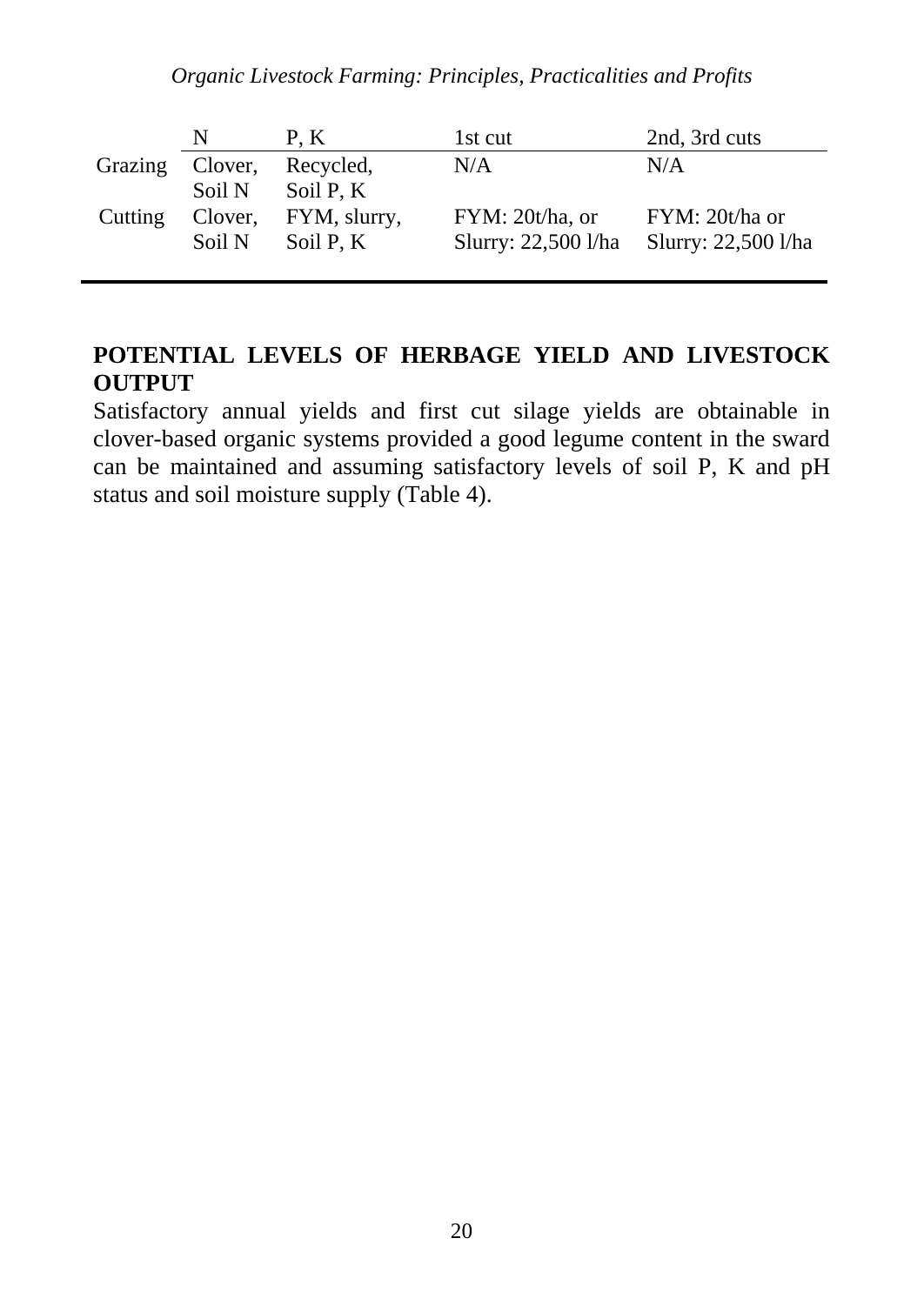| | N | P, K | 1st cut | 2nd, 3rd cuts |
|---|---|---|---|---|
| Grazing | Clover, Soil N | Recycled, Soil P, K | N/A | N/A |
| Cutting | Clover, Soil N | FYM, slurry, Soil P, K | FYM: 20t/ha, or Slurry: 22,500 l/ha | FYM: 20t/ha or Slurry: 22,500 l/ha |

## POTENTIAL LEVELS OF HERBAGE YIELD AND LIVESTOCK OUTPUT

Satisfactory annual yields and first cut silage yields are obtainable in clover-based organic systems provided a good legume content in the sward can be maintained and assuming satisfactory levels of soil P, K and pH status and soil moisture supply (Table 4).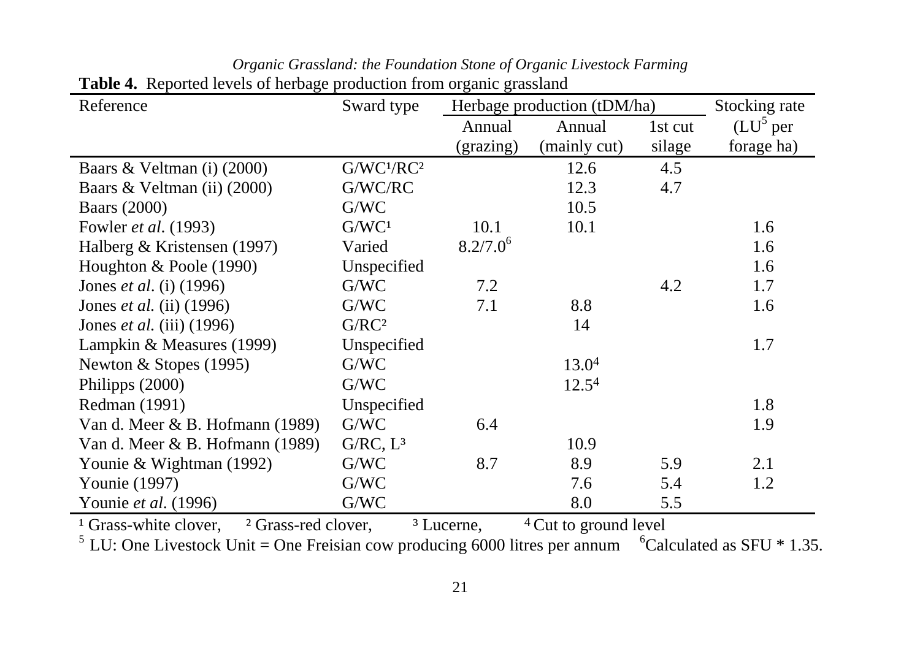**Table 4.** Reported levels of herbage production from organic grassland

| Reference | Sward type | Herbage production (tDM/ha) | | | Stocking rate |
|---|---|---|---|---|---|
| | | Annual (grazing) | Annual (mainly cut) | 1st cut silage | (LU[5] per forage ha) |
| Baars & Veltman (i) (2000) | G/WC[1]/RC[2] | | 12.6 | 4.5 | |
| Baars & Veltman (ii) (2000) | G/WC/RC | | 12.3 | 4.7 | |
| Baars (2000) | G/WC | | 10.5 | | |
| Fowler *et al*. (1993) | G/WC[1] | 10.1 | 10.1 | | 1.6 |
| Halberg & Kristensen (1997) | Varied | 8.2/7.0[6] | | | 1.6 |
| Houghton & Poole (1990) | Unspecified | | | | 1.6 |
| Jones *et al*. (i) (1996) | G/WC | 7.2 | | 4.2 | 1.7 |
| Jones *et al.* (ii) (1996) | G/WC | 7.1 | 8.8 | | 1.6 |
| Jones *et al.* (iii) (1996) | G/RC[2] | | 14 | | |
| Lampkin & Measures (1999) | Unspecified | | | | 1.7 |
| Newton & Stopes (1995) | G/WC | | 13.0[4] | | |
| Philipps (2000) | G/WC | | 12.5[4] | | |
| Redman (1991) | Unspecified | | | | 1.8 |
| Van d. Meer & B. Hofmann (1989) | G/WC | 6.4 | | | 1.9 |
| Van d. Meer & B. Hofmann (1989) | G/RC, L[3] | | 10.9 | | |
| Younie & Wightman (1992) | G/WC | 8.7 | 8.9 | 5.9 | 2.1 |
| Younie (1997) | G/WC | | 7.6 | 5.4 | 1.2 |
| Younie *et al*. (1996) | G/WC | | 8.0 | 5.5 | |

[1] Grass-white clover, [2] Grass-red clover, [3] Lucerne, [4] Cut to ground level

[5] LU: One Livestock Unit = One Freisian cow producing 6000 litres per annum [6]Calculated as SFU * 1.35.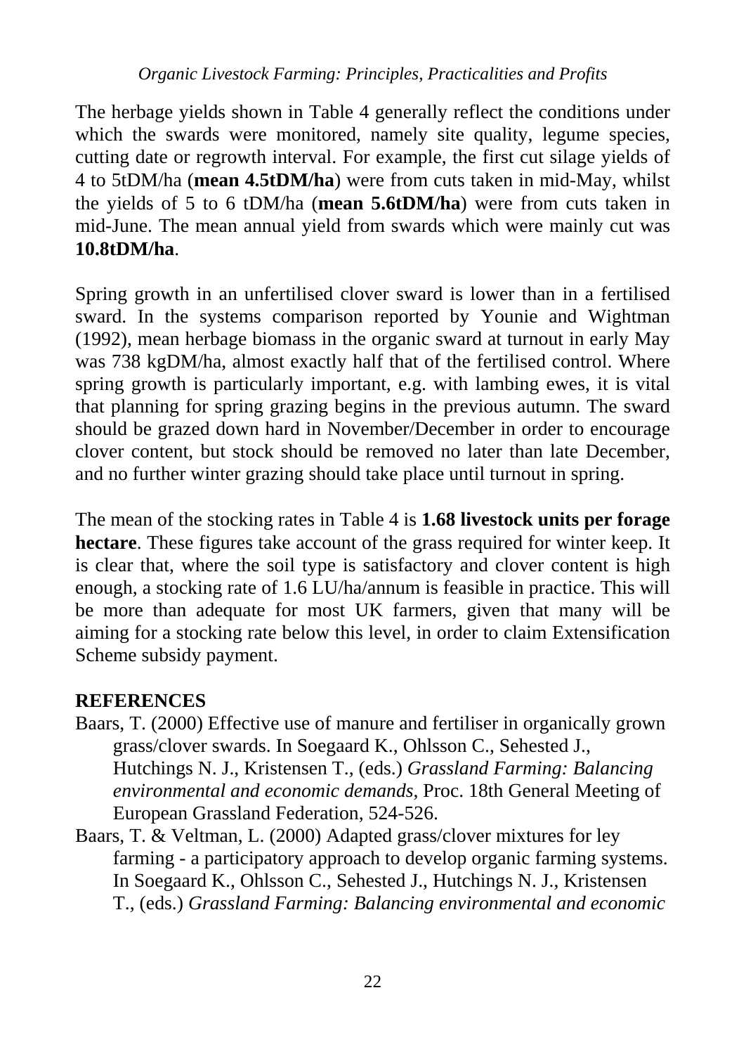The herbage yields shown in Table 4 generally reflect the conditions under which the swards were monitored, namely site quality, legume species, cutting date or regrowth interval. For example, the first cut silage yields of 4 to 5tDM/ha (**mean 4.5tDM/ha**) were from cuts taken in mid-May, whilst the yields of 5 to 6 tDM/ha (**mean 5.6tDM/ha**) were from cuts taken in mid-June. The mean annual yield from swards which were mainly cut was **10.8tDM/ha**.

Spring growth in an unfertilised clover sward is lower than in a fertilised sward. In the systems comparison reported by Younie and Wightman (1992), mean herbage biomass in the organic sward at turnout in early May was 738 kgDM/ha, almost exactly half that of the fertilised control. Where spring growth is particularly important, e.g. with lambing ewes, it is vital that planning for spring grazing begins in the previous autumn. The sward should be grazed down hard in November/December in order to encourage clover content, but stock should be removed no later than late December, and no further winter grazing should take place until turnout in spring.

The mean of the stocking rates in Table 4 is **1.68 livestock units per forage hectare**. These figures take account of the grass required for winter keep. It is clear that, where the soil type is satisfactory and clover content is high enough, a stocking rate of 1.6 LU/ha/annum is feasible in practice. This will be more than adequate for most UK farmers, given that many will be aiming for a stocking rate below this level, in order to claim Extensification Scheme subsidy payment.

## REFERENCES

Baars, T. (2000) Effective use of manure and fertiliser in organically grown grass/clover swards. In Soegaard K., Ohlsson C., Sehested J., Hutchings N. J., Kristensen T., (eds.) *Grassland Farming: Balancing environmental and economic demands*, Proc. 18th General Meeting of European Grassland Federation, 524-526.

Baars, T. & Veltman, L. (2000) Adapted grass/clover mixtures for ley farming - a participatory approach to develop organic farming systems. In Soegaard K., Ohlsson C., Sehested J., Hutchings N. J., Kristensen T., (eds.) *Grassland Farming: Balancing environmental and economic*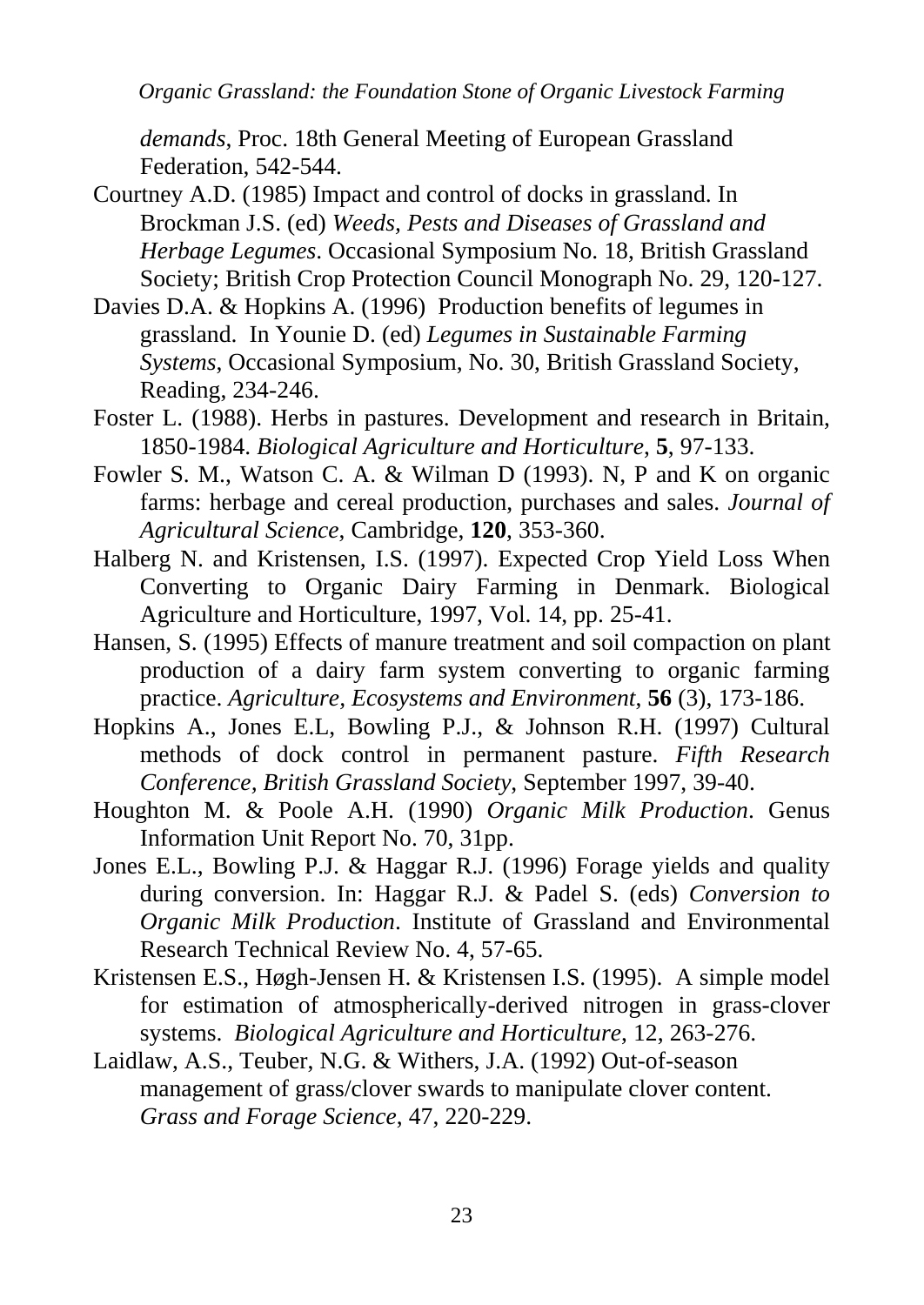*demands*, Proc. 18th General Meeting of European Grassland Federation, 542-544.

Courtney A.D. (1985) Impact and control of docks in grassland. In Brockman J.S. (ed) *Weeds, Pests and Diseases of Grassland and Herbage Legumes*. Occasional Symposium No. 18, British Grassland Society; British Crop Protection Council Monograph No. 29, 120-127.

Davies D.A. & Hopkins A. (1996) Production benefits of legumes in grassland. In Younie D. (ed) *Legumes in Sustainable Farming Systems*, Occasional Symposium, No. 30, British Grassland Society, Reading, 234-246.

Foster L. (1988). Herbs in pastures. Development and research in Britain, 1850-1984. *Biological Agriculture and Horticulture*, **5**, 97-133.

Fowler S. M., Watson C. A. & Wilman D (1993). N, P and K on organic farms: herbage and cereal production, purchases and sales. *Journal of Agricultural Science*, Cambridge, **120**, 353-360.

Halberg N. and Kristensen, I.S. (1997). Expected Crop Yield Loss When Converting to Organic Dairy Farming in Denmark. Biological Agriculture and Horticulture, 1997, Vol. 14, pp. 25-41.

Hansen, S. (1995) Effects of manure treatment and soil compaction on plant production of a dairy farm system converting to organic farming practice. *Agriculture, Ecosystems and Environment*, **56** (3), 173-186.

Hopkins A., Jones E.L, Bowling P.J., & Johnson R.H. (1997) Cultural methods of dock control in permanent pasture. *Fifth Research Conference, British Grassland Society*, September 1997, 39-40.

Houghton M. & Poole A.H. (1990) *Organic Milk Production*. Genus Information Unit Report No. 70, 31pp.

Jones E.L., Bowling P.J. & Haggar R.J. (1996) Forage yields and quality during conversion. In: Haggar R.J. & Padel S. (eds) *Conversion to Organic Milk Production*. Institute of Grassland and Environmental Research Technical Review No. 4, 57-65.

Kristensen E.S., Høgh-Jensen H. & Kristensen I.S. (1995). A simple model for estimation of atmospherically-derived nitrogen in grass-clover systems. *Biological Agriculture and Horticulture*, 12, 263-276.

Laidlaw, A.S., Teuber, N.G. & Withers, J.A. (1992) Out-of-season management of grass/clover swards to manipulate clover content. *Grass and Forage Science*, 47, 220-229.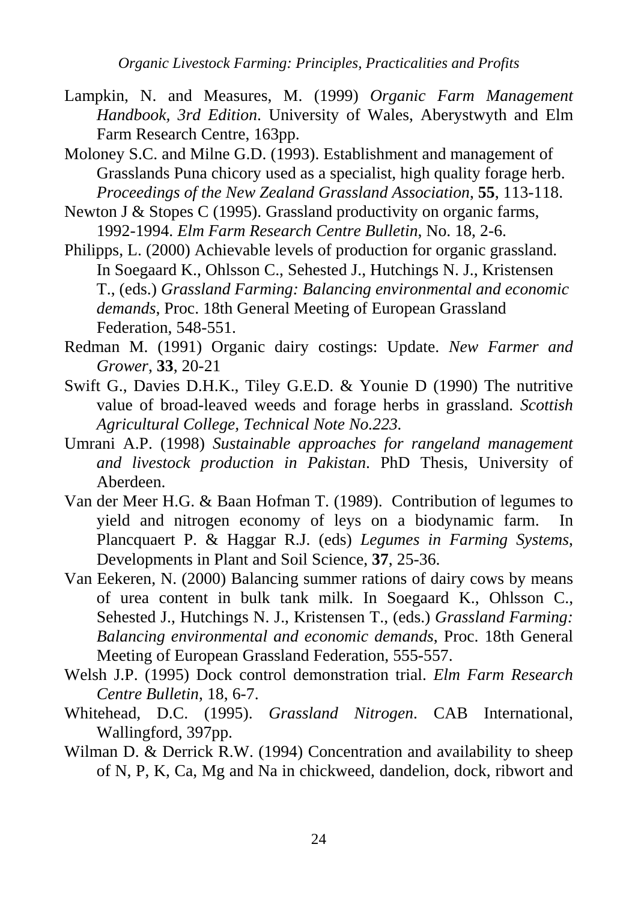Lampkin, N. and Measures, M. (1999) *Organic Farm Management Handbook, 3rd Edition*. University of Wales, Aberystwyth and Elm Farm Research Centre, 163pp.

Moloney S.C. and Milne G.D. (1993). Establishment and management of Grasslands Puna chicory used as a specialist, high quality forage herb. *Proceedings of the New Zealand Grassland Association*, **55**, 113-118.

Newton J & Stopes C (1995). Grassland productivity on organic farms, 1992-1994. *Elm Farm Research Centre Bulletin*, No. 18, 2-6.

Philipps, L. (2000) Achievable levels of production for organic grassland. In Soegaard K., Ohlsson C., Sehested J., Hutchings N. J., Kristensen T., (eds.) *Grassland Farming: Balancing environmental and economic demands*, Proc. 18th General Meeting of European Grassland Federation, 548-551.

Redman M. (1991) Organic dairy costings: Update. *New Farmer and Grower*, **33**, 20-21

Swift G., Davies D.H.K., Tiley G.E.D. & Younie D (1990) The nutritive value of broad-leaved weeds and forage herbs in grassland. *Scottish Agricultural College, Technical Note No.223.*

Umrani A.P. (1998) *Sustainable approaches for rangeland management and livestock production in Pakistan*. PhD Thesis, University of Aberdeen.

Van der Meer H.G. & Baan Hofman T. (1989). Contribution of legumes to yield and nitrogen economy of leys on a biodynamic farm. In Plancquaert P. & Haggar R.J. (eds) *Legumes in Farming Systems*, Developments in Plant and Soil Science, **37**, 25-36.

Van Eekeren, N. (2000) Balancing summer rations of dairy cows by means of urea content in bulk tank milk. In Soegaard K., Ohlsson C., Sehested J., Hutchings N. J., Kristensen T., (eds.) *Grassland Farming: Balancing environmental and economic demands*, Proc. 18th General Meeting of European Grassland Federation, 555-557.

Welsh J.P. (1995) Dock control demonstration trial. *Elm Farm Research Centre Bulletin*, 18, 6-7.

Whitehead, D.C. (1995). *Grassland Nitrogen*. CAB International, Wallingford, 397pp.

Wilman D. & Derrick R.W. (1994) Concentration and availability to sheep of N, P, K, Ca, Mg and Na in chickweed, dandelion, dock, ribwort and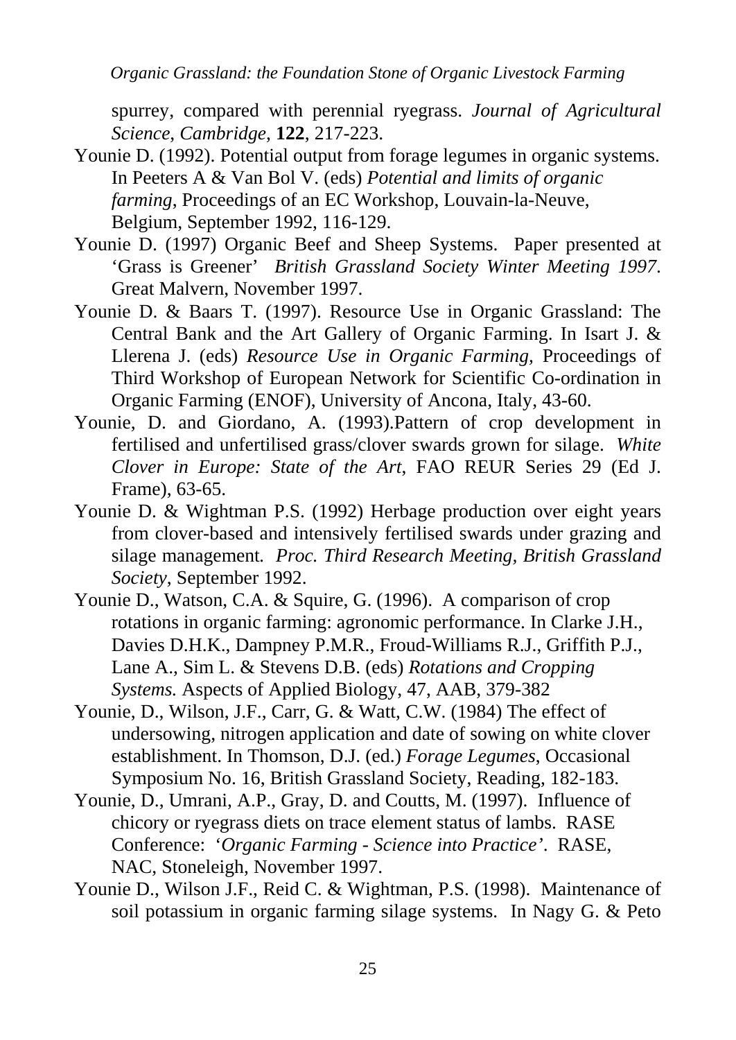spurrey, compared with perennial ryegrass. *Journal of Agricultural Science, Cambridge*, **122**, 217-223.

Younie D. (1992). Potential output from forage legumes in organic systems. In Peeters A & Van Bol V. (eds) *Potential and limits of organic farming*, Proceedings of an EC Workshop, Louvain-la-Neuve, Belgium, September 1992, 116-129.

Younie D. (1997) Organic Beef and Sheep Systems. Paper presented at 'Grass is Greener' *British Grassland Society Winter Meeting 1997*. Great Malvern, November 1997.

Younie D. & Baars T. (1997). Resource Use in Organic Grassland: The Central Bank and the Art Gallery of Organic Farming. In Isart J. & Llerena J. (eds) *Resource Use in Organic Farming,* Proceedings of Third Workshop of European Network for Scientific Co-ordination in Organic Farming (ENOF), University of Ancona, Italy, 43-60.

Younie, D. and Giordano, A. (1993).Pattern of crop development in fertilised and unfertilised grass/clover swards grown for silage. *White Clover in Europe: State of the Art*, FAO REUR Series 29 (Ed J. Frame), 63-65.

Younie D. & Wightman P.S. (1992) Herbage production over eight years from clover-based and intensively fertilised swards under grazing and silage management. *Proc. Third Research Meeting, British Grassland Society*, September 1992.

Younie D., Watson, C.A. & Squire, G. (1996). A comparison of crop rotations in organic farming: agronomic performance. In Clarke J.H., Davies D.H.K., Dampney P.M.R., Froud-Williams R.J., Griffith P.J., Lane A., Sim L. & Stevens D.B. (eds) *Rotations and Cropping Systems.* Aspects of Applied Biology, 47, AAB, 379-382

Younie, D., Wilson, J.F., Carr, G. & Watt, C.W. (1984) The effect of undersowing, nitrogen application and date of sowing on white clover establishment. In Thomson, D.J. (ed.) *Forage Legumes*, Occasional Symposium No. 16, British Grassland Society, Reading, 182-183.

Younie, D., Umrani, A.P., Gray, D. and Coutts, M. (1997). Influence of chicory or ryegrass diets on trace element status of lambs. RASE Conference: '*Organic Farming - Science into Practice'*. RASE, NAC, Stoneleigh, November 1997.

Younie D., Wilson J.F., Reid C. & Wightman, P.S. (1998). Maintenance of soil potassium in organic farming silage systems. In Nagy G. & Peto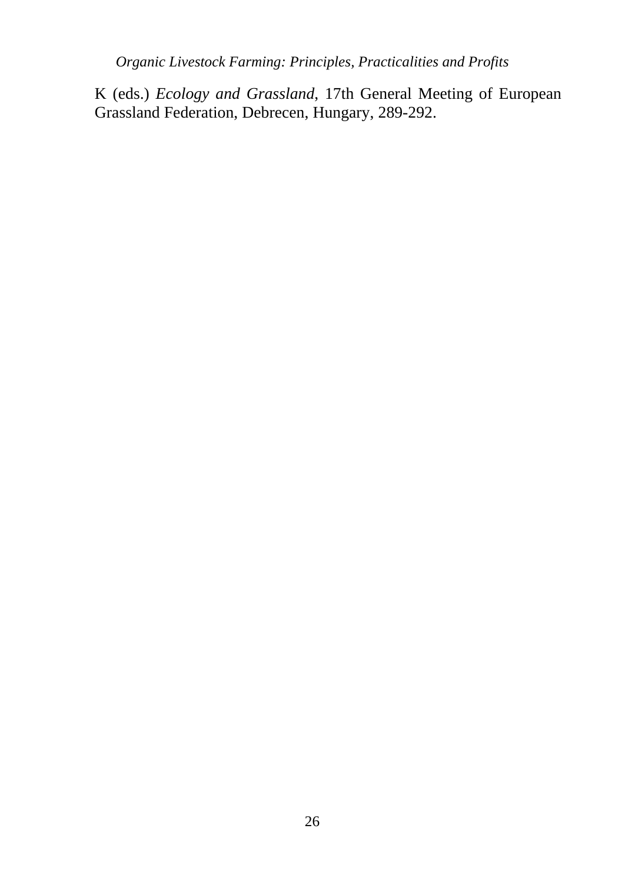K (eds.) *Ecology and Grassland*, 17th General Meeting of European Grassland Federation, Debrecen, Hungary, 289-292.